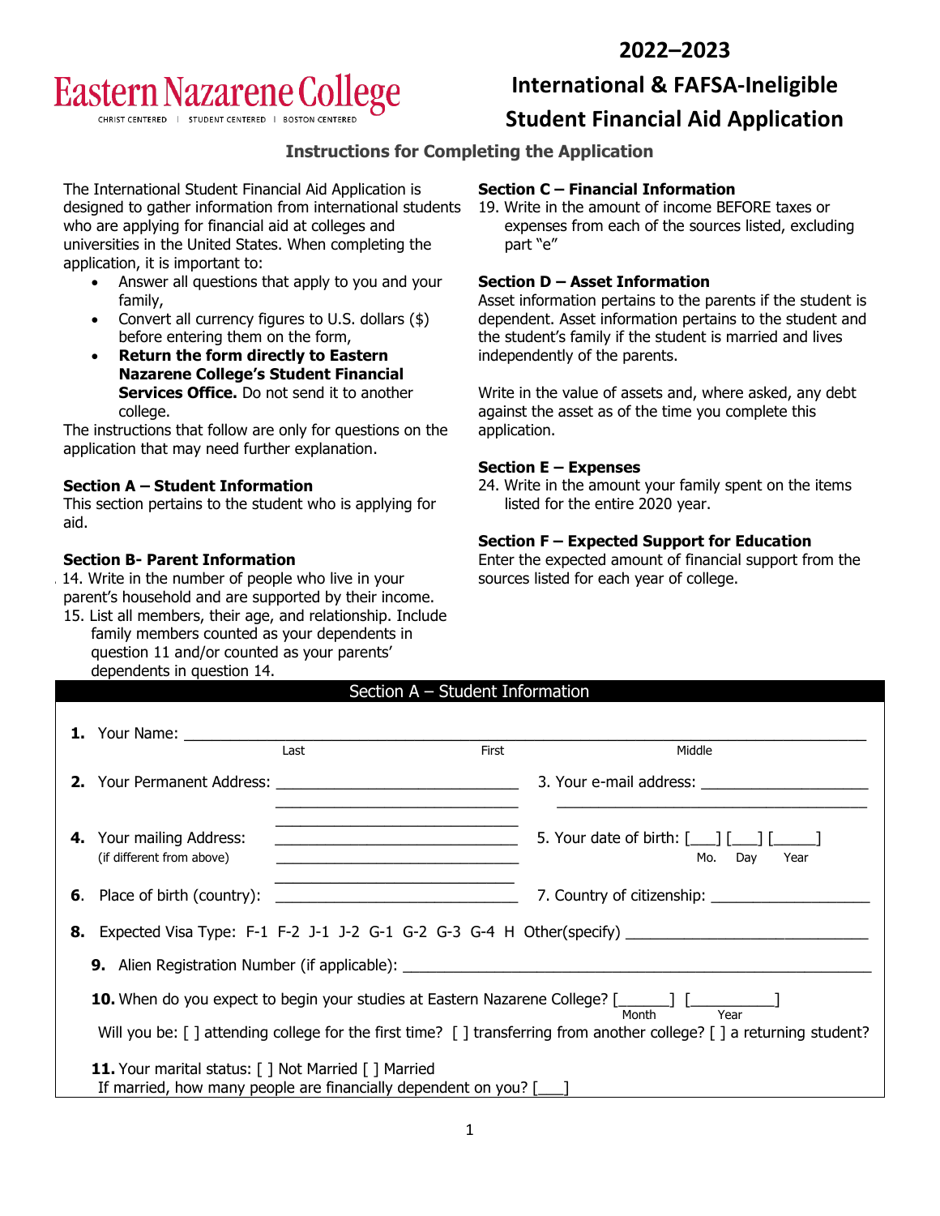Eastern Nazarene College

CHRIST CENTERED | STUDENT CENTERED | BOSTON CENTERED

# 2022–2023
# International & FAFSA-Ineligible Student Financial Aid Application

## Instructions for Completing the Application

The International Student Financial Aid Application is designed to gather information from international students who are applying for financial aid at colleges and universities in the United States. When completing the application, it is important to:

- Answer all questions that apply to you and your family,
- Convert all currency figures to U.S. dollars ($) before entering them on the form,
- **Return the form directly to Eastern Nazarene College's Student Financial Services Office.** Do not send it to another college.

The instructions that follow are only for questions on the application that may need further explanation.

**Section A – Student Information**
This section pertains to the student who is applying for aid.

**Section B- Parent Information**
14. Write in the number of people who live in your parent's household and are supported by their income.
15. List all members, their age, and relationship. Include family members counted as your dependents in question 11 and/or counted as your parents' dependents in question 14.

**Section C – Financial Information**
19. Write in the amount of income BEFORE taxes or expenses from each of the sources listed, excluding part "e"

**Section D – Asset Information**
Asset information pertains to the parents if the student is dependent. Asset information pertains to the student and the student's family if the student is married and lives independently of the parents.

Write in the value of assets and, where asked, any debt against the asset as of the time you complete this application.

**Section E – Expenses**
24. Write in the amount your family spent on the items listed for the entire 2020 year.

**Section F – Expected Support for Education**
Enter the expected amount of financial support from the sources listed for each year of college.

## Section A – Student Information

**1.** Your Name: ______________________________________________
Last                    First                    Middle

**2.** Your Permanent Address: ______________________________

**3.** Your e-mail address: ______________________________

**4.** Your mailing Address: ______________________________
(if different from above)

**5.** Your date of birth: [___] [___] [_____]
Mo. Day Year

**6.** Place of birth (country): ______________________________

**7.** Country of citizenship: ______________________________

**8.** Expected Visa Type: F-1 F-2 J-1 J-2 G-1 G-2 G-3 G-4 H Other(specify) ______________________________

**9.** Alien Registration Number (if applicable): ______________________________

**10.** When do you expect to begin your studies at Eastern Nazarene College? [______] [__________]
Month Year

Will you be: [ ] attending college for the first time? [ ] transferring from another college? [ ] a returning student?

**11.** Your marital status: [ ] Not Married [ ] Married
If married, how many people are financially dependent on you? [___]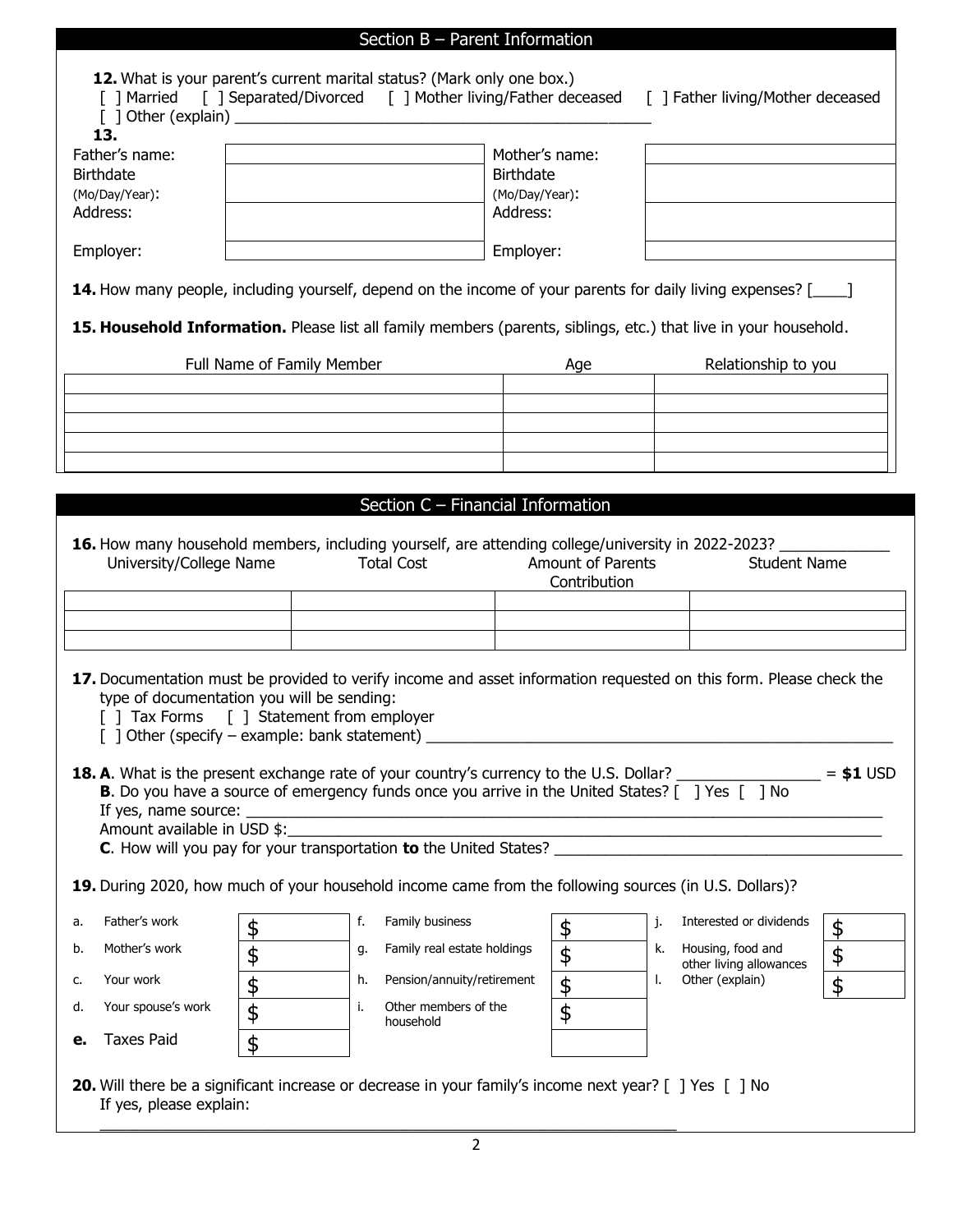## Section B – Parent Information

**12.** What is your parent's current marital status? (Mark only one box.)
[ ] Married [ ] Separated/Divorced [ ] Mother living/Father deceased [ ] Father living/Mother deceased
[ ] Other (explain) ______________________________________________

**13.**

| | | | |
|---|---|---|---|
| Father's name: | | Mother's name: | |
| Birthdate (Mo/Day/Year): | | Birthdate (Mo/Day/Year): | |
| Address: | | Address: | |
| Employer: | | Employer: | |

**14.** How many people, including yourself, depend on the income of your parents for daily living expenses? [____]

**15. Household Information.** Please list all family members (parents, siblings, etc.) that live in your household.

| Full Name of Family Member | Age | Relationship to you |
|---|---|---|
| | | |
| | | |
| | | |
| | | |
| | | |

## Section C – Financial Information

**16.** How many household members, including yourself, are attending college/university in 2022-2023? _____________

| University/College Name | Total Cost | Amount of Parents Contribution | Student Name |
|---|---|---|---|
| | | | |
| | | | |
| | | | |

**17.** Documentation must be provided to verify income and asset information requested on this form. Please check the type of documentation you will be sending:
[ ] Tax Forms [ ] Statement from employer
[ ] Other (specify – example: bank statement) ______________________________________________

**18. A**. What is the present exchange rate of your country's currency to the U.S. Dollar? _________________ = **$1** USD
**B**. Do you have a source of emergency funds once you arrive in the United States? [ ] Yes [ ] No
If yes, name source: ______________________________________________
Amount available in USD $:______________________________________________
**C**. How will you pay for your transportation **to** the United States? ______________________________________________

**19.** During 2020, how much of your household income came from the following sources (in U.S. Dollars)?

| | | | | | | | | |
|---|---|---|---|---|---|---|---|---|
| a. | Father's work | $ | f. | Family business | $ | j. | Interested or dividends | $ |
| b. | Mother's work | $ | g. | Family real estate holdings | $ | k. | Housing, food and other living allowances | $ |
| c. | Your work | $ | h. | Pension/annuity/retirement | $ | l. | Other (explain) | $ |
| d. | Your spouse's work | $ | i. | Other members of the household | $ | | | |
| **e.** | Taxes Paid | $ | | | | | | |

**20.** Will there be a significant increase or decrease in your family's income next year? [ ] Yes [ ] No
If yes, please explain:
______________________________________________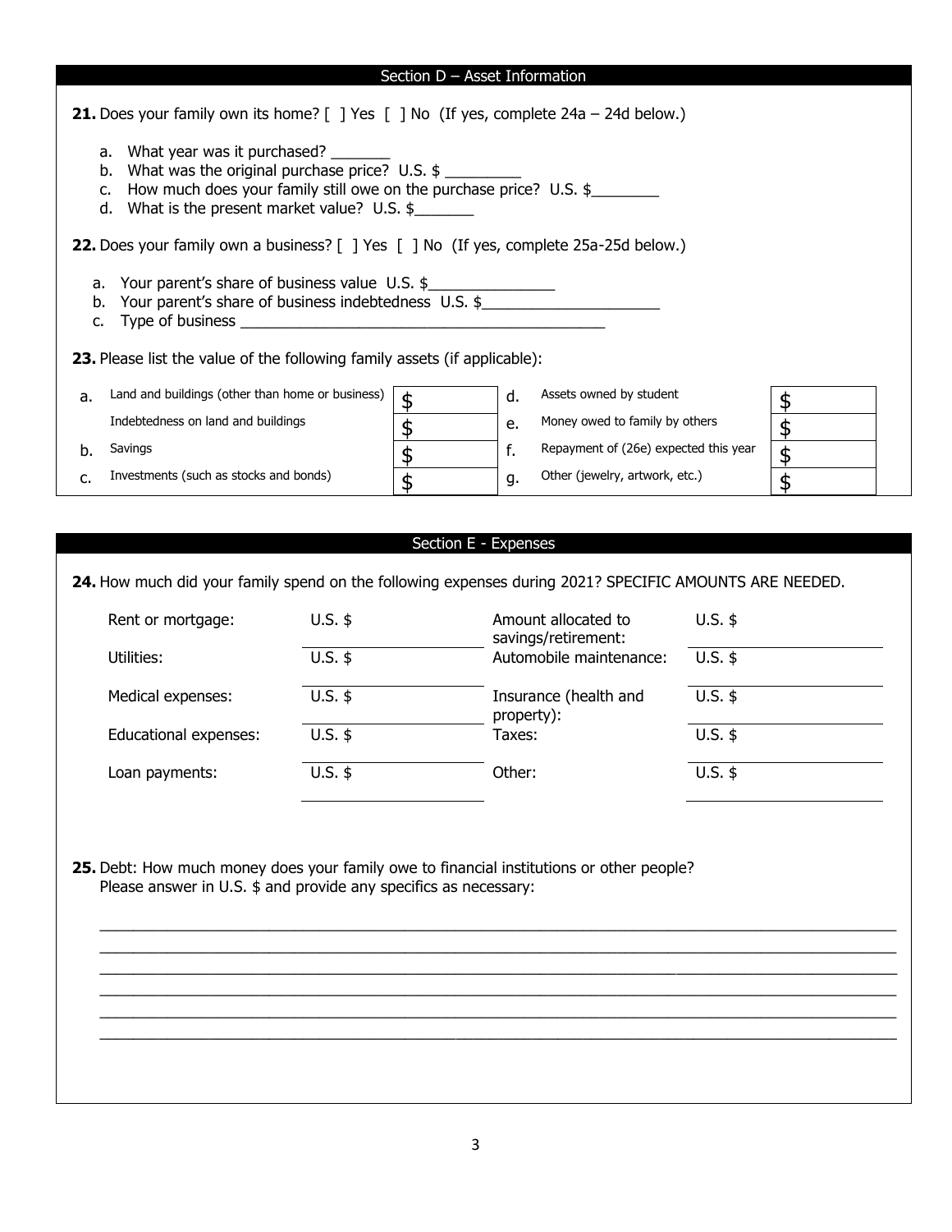## Section D – Asset Information

**21.** Does your family own its home? [ ] Yes [ ] No (If yes, complete 24a – 24d below.)

a. What year was it purchased? _______
b. What was the original purchase price? U.S. $ _________
c. How much does your family still owe on the purchase price? U.S. $________
d. What is the present market value? U.S. $_______

**22.** Does your family own a business? [ ] Yes [ ] No (If yes, complete 25a-25d below.)

a. Your parent's share of business value U.S. $_______________
b. Your parent's share of business indebtedness U.S. $_____________________
c. Type of business ____________________________________________

**23.** Please list the value of the following family assets (if applicable):

| | | | | | |
|---|---|---|---|---|---|
| a. | Land and buildings (other than home or business) | $ | d. | Assets owned by student | $ |
| | Indebtedness on land and buildings | $ | e. | Money owed to family by others | $ |
| b. | Savings | $ | f. | Repayment of (26e) expected this year | $ |
| c. | Investments (such as stocks and bonds) | $ | g. | Other (jewelry, artwork, etc.) | $ |

## Section E - Expenses

**24.** How much did your family spend on the following expenses during 2021? SPECIFIC AMOUNTS ARE NEEDED.

| | | | |
|---|---|---|---|
| Rent or mortgage: | U.S. $ | Amount allocated to savings/retirement: | U.S. $ |
| Utilities: | U.S. $ | Automobile maintenance: | U.S. $ |
| Medical expenses: | U.S. $ | Insurance (health and property): | U.S. $ |
| Educational expenses: | U.S. $ | Taxes: | U.S. $ |
| Loan payments: | U.S. $ | Other: | U.S. $ |

**25.** Debt: How much money does your family owe to financial institutions or other people? Please answer in U.S. $ and provide any specifics as necessary:

______________________________________________________________________________
______________________________________________________________________________
______________________________________________________________________________
______________________________________________________________________________
______________________________________________________________________________
______________________________________________________________________________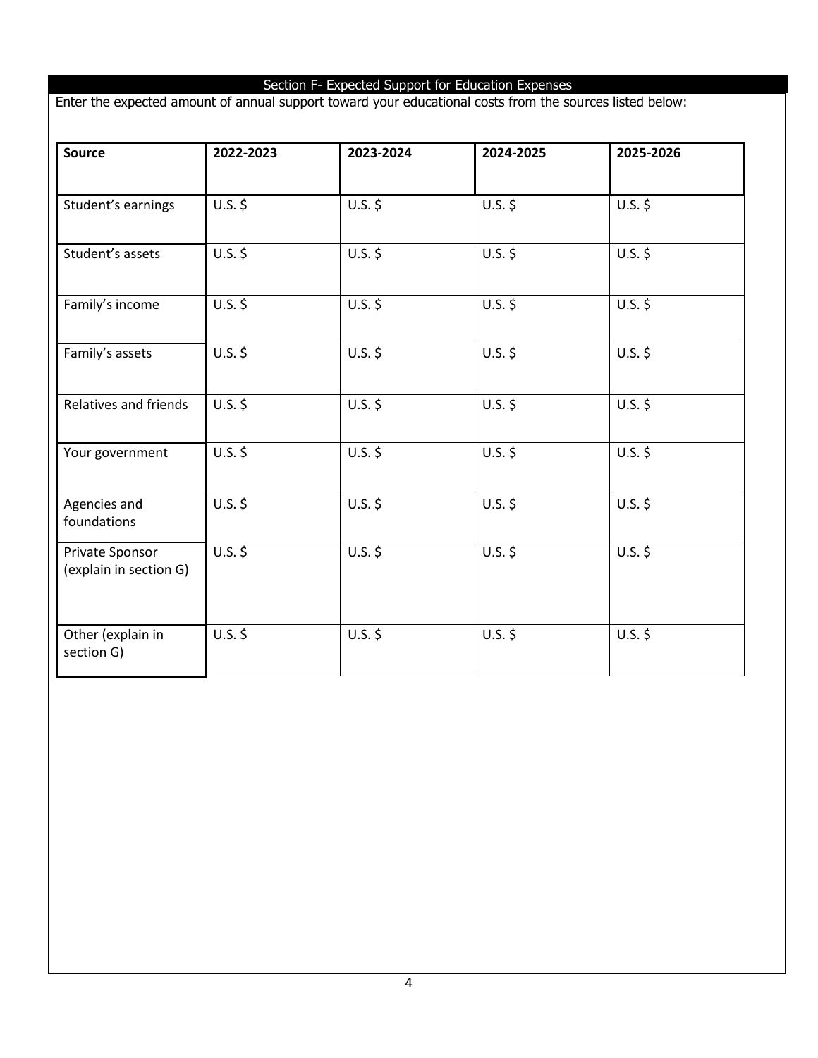## Section F- Expected Support for Education Expenses

Enter the expected amount of annual support toward your educational costs from the sources listed below:

| Source | 2022-2023 | 2023-2024 | 2024-2025 | 2025-2026 |
| --- | --- | --- | --- | --- |
| Student's earnings | U.S. $ | U.S. $ | U.S. $ | U.S. $ |
| Student's assets | U.S. $ | U.S. $ | U.S. $ | U.S. $ |
| Family's income | U.S. $ | U.S. $ | U.S. $ | U.S. $ |
| Family's assets | U.S. $ | U.S. $ | U.S. $ | U.S. $ |
| Relatives and friends | U.S. $ | U.S. $ | U.S. $ | U.S. $ |
| Your government | U.S. $ | U.S. $ | U.S. $ | U.S. $ |
| Agencies and foundations | U.S. $ | U.S. $ | U.S. $ | U.S. $ |
| Private Sponsor (explain in section G) | U.S. $ | U.S. $ | U.S. $ | U.S. $ |
| Other (explain in section G) | U.S. $ | U.S. $ | U.S. $ | U.S. $ |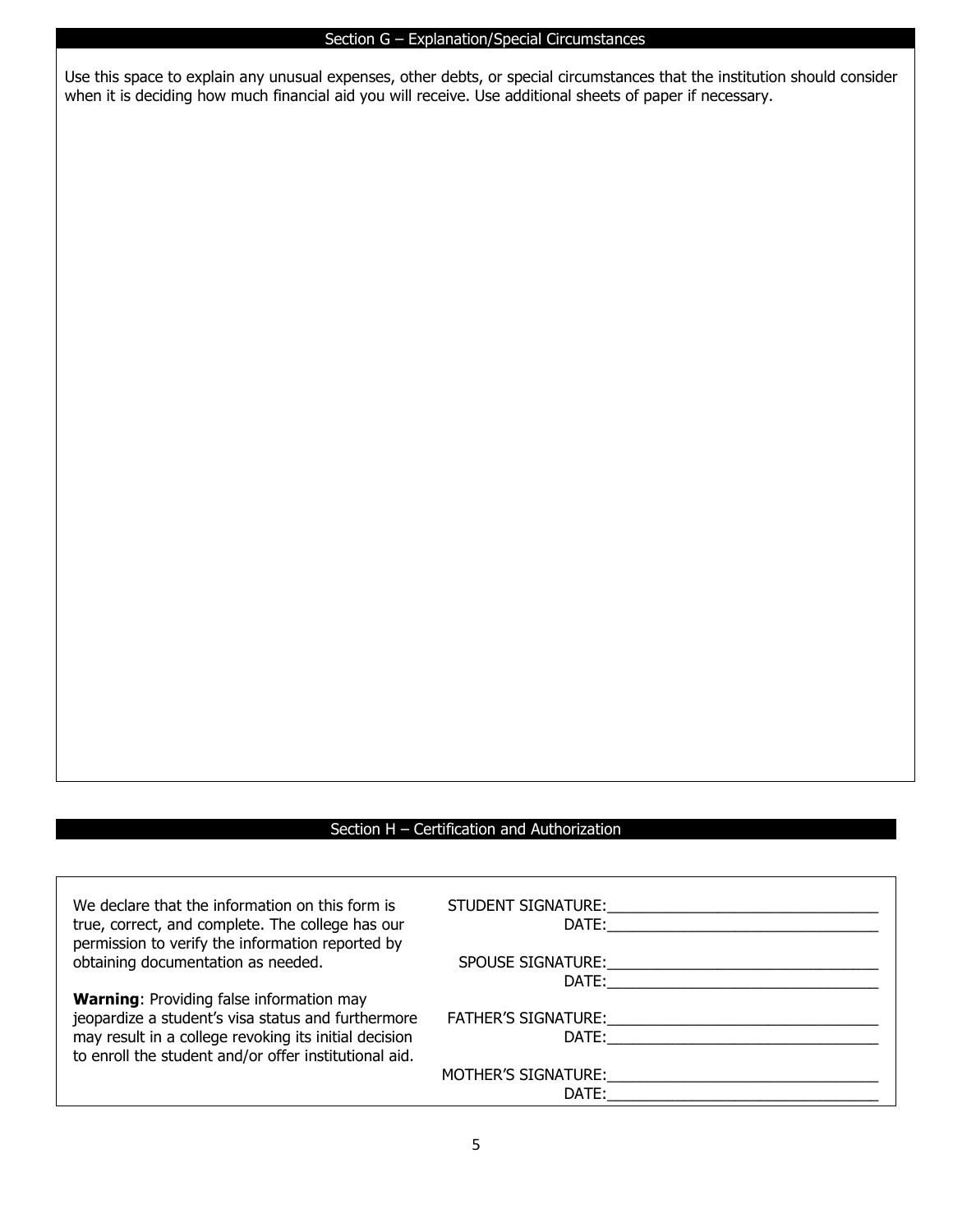## Section G – Explanation/Special Circumstances

Use this space to explain any unusual expenses, other debts, or special circumstances that the institution should consider when it is deciding how much financial aid you will receive. Use additional sheets of paper if necessary.

## Section H – Certification and Authorization

We declare that the information on this form is true, correct, and complete. The college has our permission to verify the information reported by obtaining documentation as needed.

**Warning**: Providing false information may jeopardize a student's visa status and furthermore may result in a college revoking its initial decision to enroll the student and/or offer institutional aid.

STUDENT SIGNATURE:________________________________
DATE:________________________________

SPOUSE SIGNATURE:________________________________
DATE:________________________________

FATHER'S SIGNATURE:________________________________
DATE:________________________________

MOTHER'S SIGNATURE:________________________________
DATE:________________________________